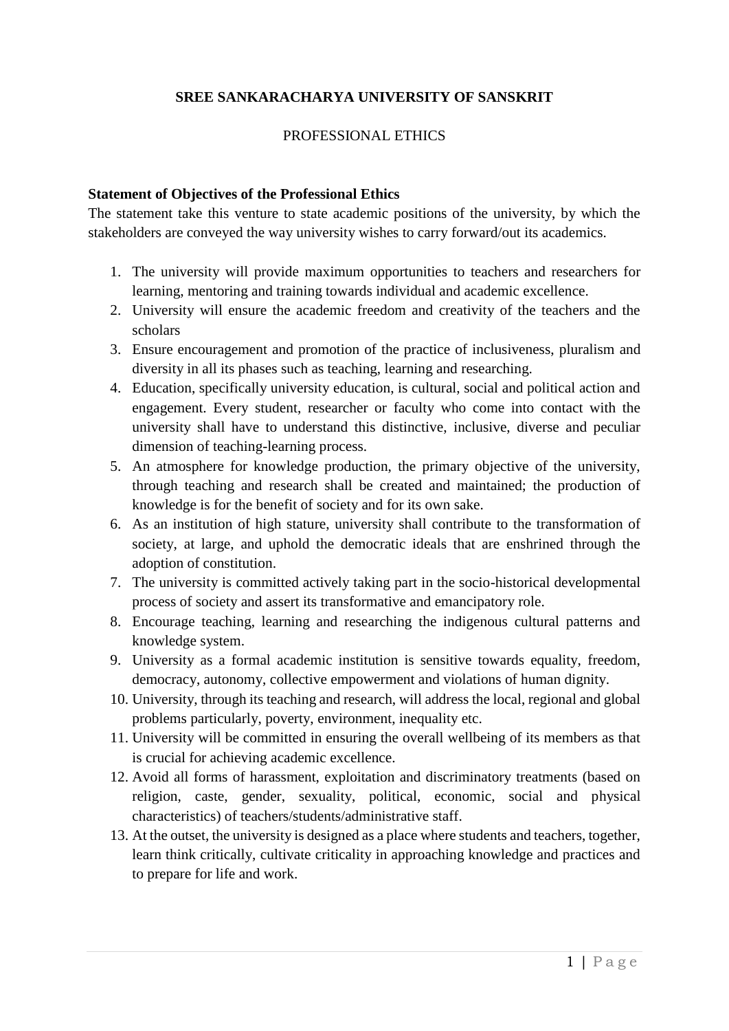# SREE SANKARACHARYA UNIVERSITY OF SANSKRIT

## PROFESSIONAL ETHICS

**Statement of Objectives of the Professional Ethics**

The statement take this venture to state academic positions of the university, by which the stakeholders are conveyed the way university wishes to carry forward/out its academics.

1. The university will provide maximum opportunities to teachers and researchers for learning, mentoring and training towards individual and academic excellence.
2. University will ensure the academic freedom and creativity of the teachers and the scholars
3. Ensure encouragement and promotion of the practice of inclusiveness, pluralism and diversity in all its phases such as teaching, learning and researching.
4. Education, specifically university education, is cultural, social and political action and engagement. Every student, researcher or faculty who come into contact with the university shall have to understand this distinctive, inclusive, diverse and peculiar dimension of teaching-learning process.
5. An atmosphere for knowledge production, the primary objective of the university, through teaching and research shall be created and maintained; the production of knowledge is for the benefit of society and for its own sake.
6. As an institution of high stature, university shall contribute to the transformation of society, at large, and uphold the democratic ideals that are enshrined through the adoption of constitution.
7. The university is committed actively taking part in the socio-historical developmental process of society and assert its transformative and emancipatory role.
8. Encourage teaching, learning and researching the indigenous cultural patterns and knowledge system.
9. University as a formal academic institution is sensitive towards equality, freedom, democracy, autonomy, collective empowerment and violations of human dignity.
10. University, through its teaching and research, will address the local, regional and global problems particularly, poverty, environment, inequality etc.
11. University will be committed in ensuring the overall wellbeing of its members as that is crucial for achieving academic excellence.
12. Avoid all forms of harassment, exploitation and discriminatory treatments (based on religion, caste, gender, sexuality, political, economic, social and physical characteristics) of teachers/students/administrative staff.
13. At the outset, the university is designed as a place where students and teachers, together, learn think critically, cultivate criticality in approaching knowledge and practices and to prepare for life and work.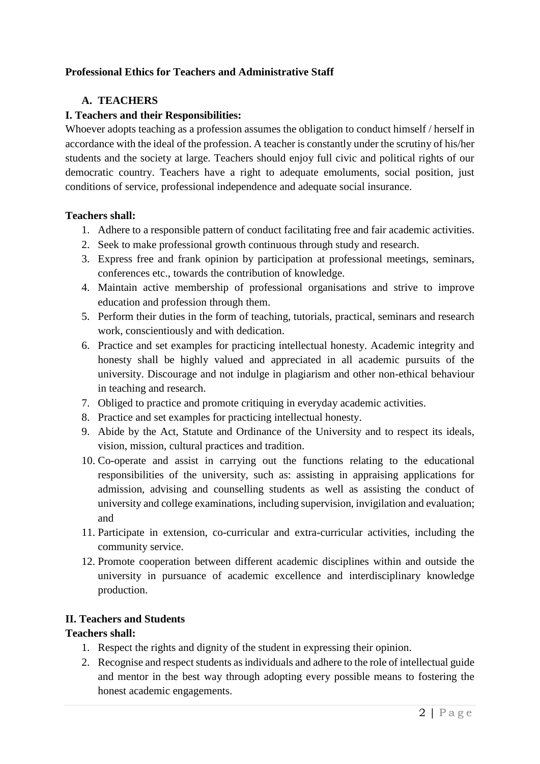**Professional Ethics for Teachers and Administrative Staff**

**A. TEACHERS**

**I. Teachers and their Responsibilities:**

Whoever adopts teaching as a profession assumes the obligation to conduct himself / herself in accordance with the ideal of the profession. A teacher is constantly under the scrutiny of his/her students and the society at large. Teachers should enjoy full civic and political rights of our democratic country. Teachers have a right to adequate emoluments, social position, just conditions of service, professional independence and adequate social insurance.

**Teachers shall:**

1. Adhere to a responsible pattern of conduct facilitating free and fair academic activities.
2. Seek to make professional growth continuous through study and research.
3. Express free and frank opinion by participation at professional meetings, seminars, conferences etc., towards the contribution of knowledge.
4. Maintain active membership of professional organisations and strive to improve education and profession through them.
5. Perform their duties in the form of teaching, tutorials, practical, seminars and research work, conscientiously and with dedication.
6. Practice and set examples for practicing intellectual honesty. Academic integrity and honesty shall be highly valued and appreciated in all academic pursuits of the university. Discourage and not indulge in plagiarism and other non-ethical behaviour in teaching and research.
7. Obliged to practice and promote critiquing in everyday academic activities.
8. Practice and set examples for practicing intellectual honesty.
9. Abide by the Act, Statute and Ordinance of the University and to respect its ideals, vision, mission, cultural practices and tradition.
10. Co-operate and assist in carrying out the functions relating to the educational responsibilities of the university, such as: assisting in appraising applications for admission, advising and counselling students as well as assisting the conduct of university and college examinations, including supervision, invigilation and evaluation; and
11. Participate in extension, co-curricular and extra-curricular activities, including the community service.
12. Promote cooperation between different academic disciplines within and outside the university in pursuance of academic excellence and interdisciplinary knowledge production.

**II. Teachers and Students**

**Teachers shall:**

1. Respect the rights and dignity of the student in expressing their opinion.
2. Recognise and respect students as individuals and adhere to the role of intellectual guide and mentor in the best way through adopting every possible means to fostering the honest academic engagements.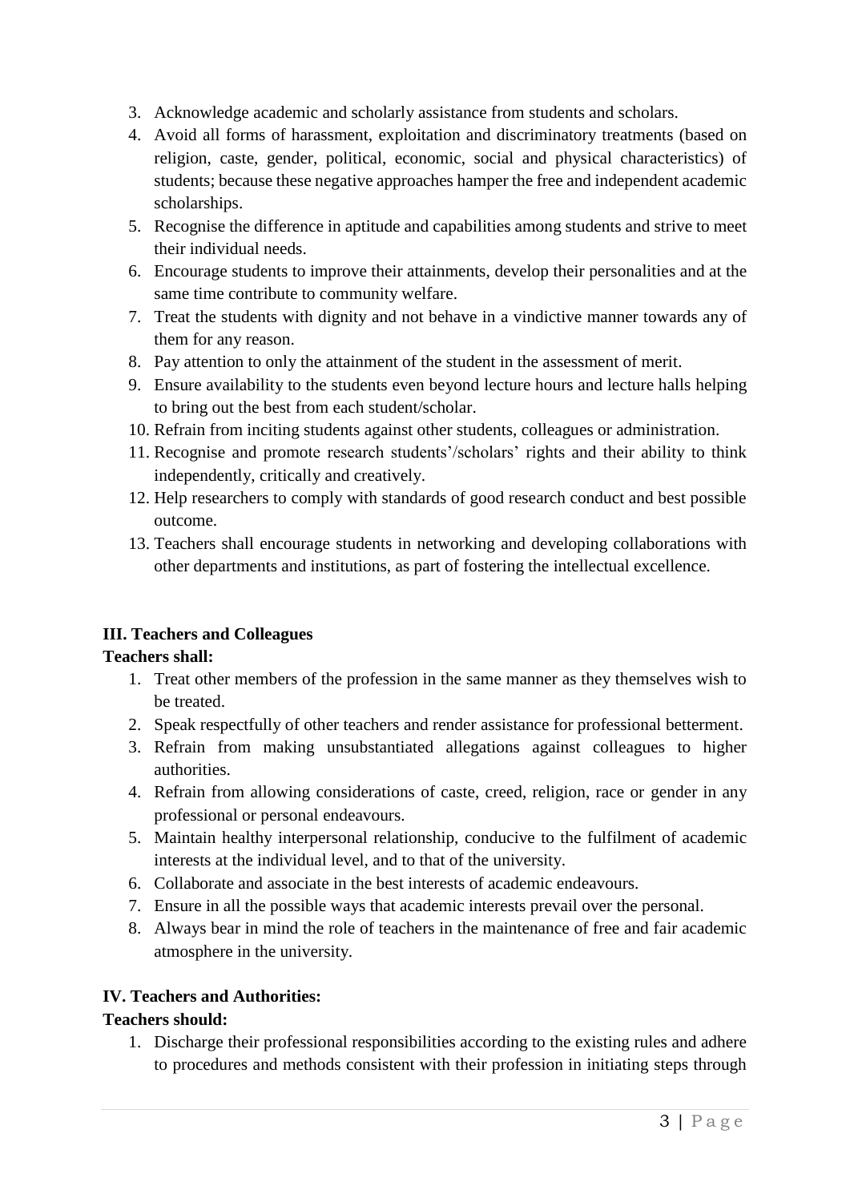3. Acknowledge academic and scholarly assistance from students and scholars.
4. Avoid all forms of harassment, exploitation and discriminatory treatments (based on religion, caste, gender, political, economic, social and physical characteristics) of students; because these negative approaches hamper the free and independent academic scholarships.
5. Recognise the difference in aptitude and capabilities among students and strive to meet their individual needs.
6. Encourage students to improve their attainments, develop their personalities and at the same time contribute to community welfare.
7. Treat the students with dignity and not behave in a vindictive manner towards any of them for any reason.
8. Pay attention to only the attainment of the student in the assessment of merit.
9. Ensure availability to the students even beyond lecture hours and lecture halls helping to bring out the best from each student/scholar.
10. Refrain from inciting students against other students, colleagues or administration.
11. Recognise and promote research students'/scholars' rights and their ability to think independently, critically and creatively.
12. Help researchers to comply with standards of good research conduct and best possible outcome.
13. Teachers shall encourage students in networking and developing collaborations with other departments and institutions, as part of fostering the intellectual excellence.

**III. Teachers and Colleagues**

**Teachers shall:**

1. Treat other members of the profession in the same manner as they themselves wish to be treated.
2. Speak respectfully of other teachers and render assistance for professional betterment.
3. Refrain from making unsubstantiated allegations against colleagues to higher authorities.
4. Refrain from allowing considerations of caste, creed, religion, race or gender in any professional or personal endeavours.
5. Maintain healthy interpersonal relationship, conducive to the fulfilment of academic interests at the individual level, and to that of the university.
6. Collaborate and associate in the best interests of academic endeavours.
7. Ensure in all the possible ways that academic interests prevail over the personal.
8. Always bear in mind the role of teachers in the maintenance of free and fair academic atmosphere in the university.

**IV. Teachers and Authorities:**

**Teachers should:**

1. Discharge their professional responsibilities according to the existing rules and adhere to procedures and methods consistent with their profession in initiating steps through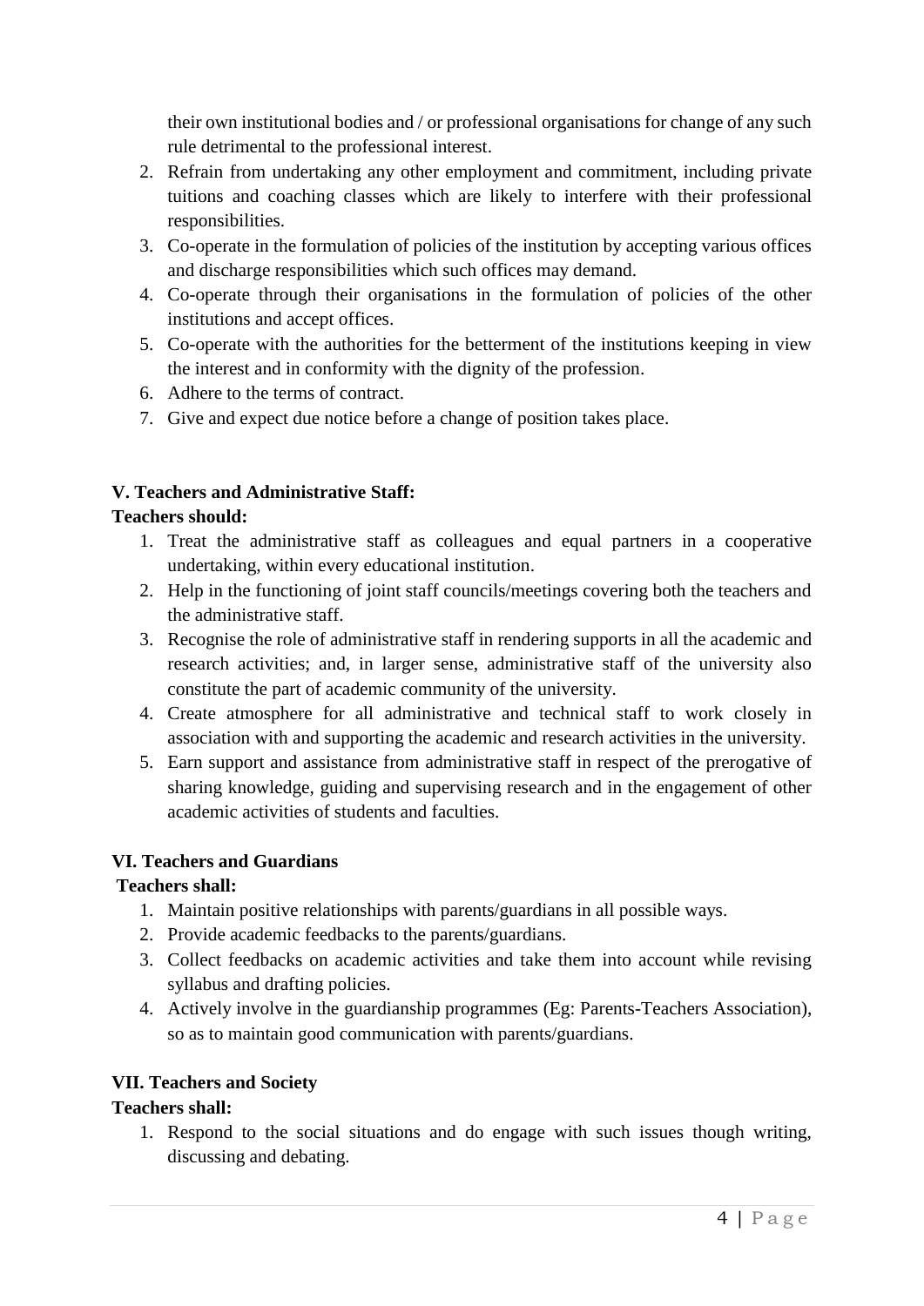their own institutional bodies and / or professional organisations for change of any such rule detrimental to the professional interest.

2. Refrain from undertaking any other employment and commitment, including private tuitions and coaching classes which are likely to interfere with their professional responsibilities.
3. Co-operate in the formulation of policies of the institution by accepting various offices and discharge responsibilities which such offices may demand.
4. Co-operate through their organisations in the formulation of policies of the other institutions and accept offices.
5. Co-operate with the authorities for the betterment of the institutions keeping in view the interest and in conformity with the dignity of the profession.
6. Adhere to the terms of contract.
7. Give and expect due notice before a change of position takes place.

**V. Teachers and Administrative Staff:**

**Teachers should:**

1. Treat the administrative staff as colleagues and equal partners in a cooperative undertaking, within every educational institution.
2. Help in the functioning of joint staff councils/meetings covering both the teachers and the administrative staff.
3. Recognise the role of administrative staff in rendering supports in all the academic and research activities; and, in larger sense, administrative staff of the university also constitute the part of academic community of the university.
4. Create atmosphere for all administrative and technical staff to work closely in association with and supporting the academic and research activities in the university.
5. Earn support and assistance from administrative staff in respect of the prerogative of sharing knowledge, guiding and supervising research and in the engagement of other academic activities of students and faculties.

**VI. Teachers and Guardians**

**Teachers shall:**

1. Maintain positive relationships with parents/guardians in all possible ways.
2. Provide academic feedbacks to the parents/guardians.
3. Collect feedbacks on academic activities and take them into account while revising syllabus and drafting policies.
4. Actively involve in the guardianship programmes (Eg: Parents-Teachers Association), so as to maintain good communication with parents/guardians.

**VII. Teachers and Society**

**Teachers shall:**

1. Respond to the social situations and do engage with such issues though writing, discussing and debating.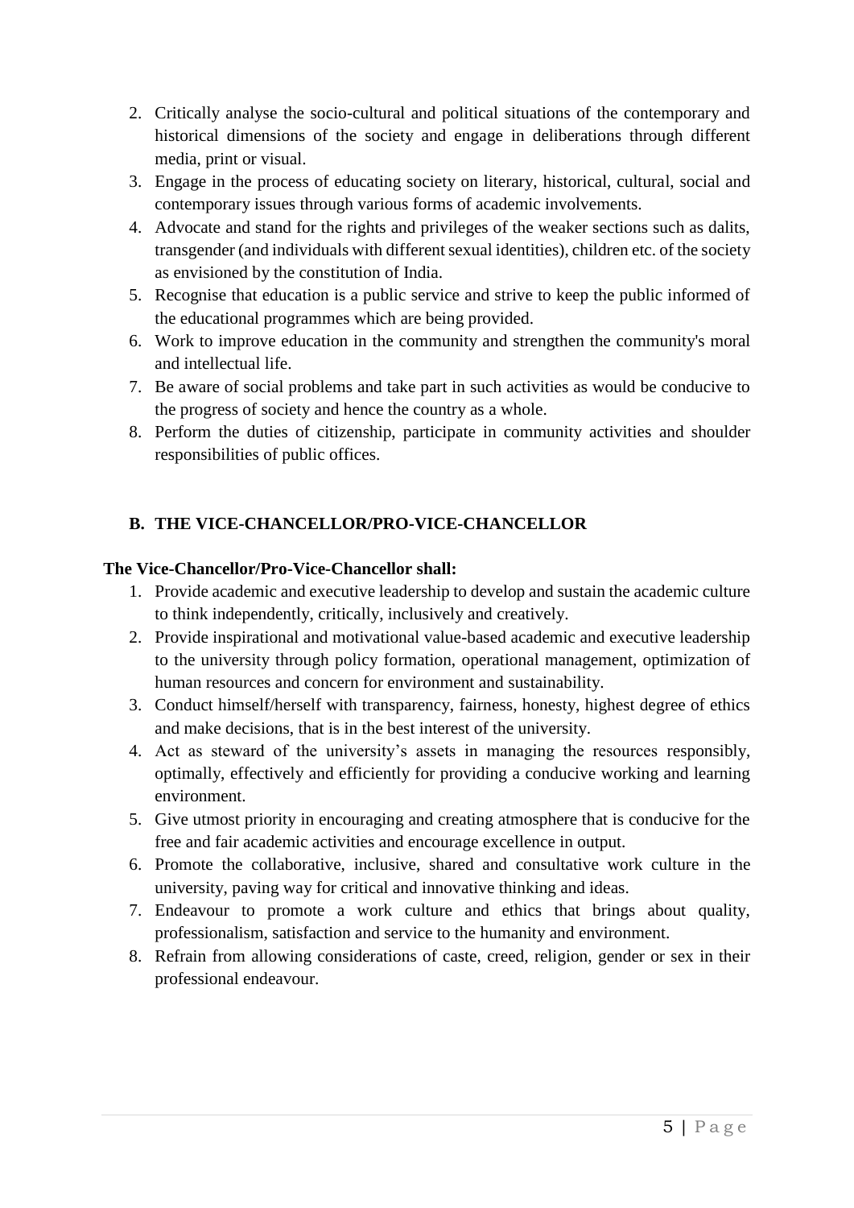2. Critically analyse the socio-cultural and political situations of the contemporary and historical dimensions of the society and engage in deliberations through different media, print or visual.
3. Engage in the process of educating society on literary, historical, cultural, social and contemporary issues through various forms of academic involvements.
4. Advocate and stand for the rights and privileges of the weaker sections such as dalits, transgender (and individuals with different sexual identities), children etc. of the society as envisioned by the constitution of India.
5. Recognise that education is a public service and strive to keep the public informed of the educational programmes which are being provided.
6. Work to improve education in the community and strengthen the community's moral and intellectual life.
7. Be aware of social problems and take part in such activities as would be conducive to the progress of society and hence the country as a whole.
8. Perform the duties of citizenship, participate in community activities and shoulder responsibilities of public offices.

## B. THE VICE-CHANCELLOR/PRO-VICE-CHANCELLOR

**The Vice-Chancellor/Pro-Vice-Chancellor shall:**

1. Provide academic and executive leadership to develop and sustain the academic culture to think independently, critically, inclusively and creatively.
2. Provide inspirational and motivational value-based academic and executive leadership to the university through policy formation, operational management, optimization of human resources and concern for environment and sustainability.
3. Conduct himself/herself with transparency, fairness, honesty, highest degree of ethics and make decisions, that is in the best interest of the university.
4. Act as steward of the university's assets in managing the resources responsibly, optimally, effectively and efficiently for providing a conducive working and learning environment.
5. Give utmost priority in encouraging and creating atmosphere that is conducive for the free and fair academic activities and encourage excellence in output.
6. Promote the collaborative, inclusive, shared and consultative work culture in the university, paving way for critical and innovative thinking and ideas.
7. Endeavour to promote a work culture and ethics that brings about quality, professionalism, satisfaction and service to the humanity and environment.
8. Refrain from allowing considerations of caste, creed, religion, gender or sex in their professional endeavour.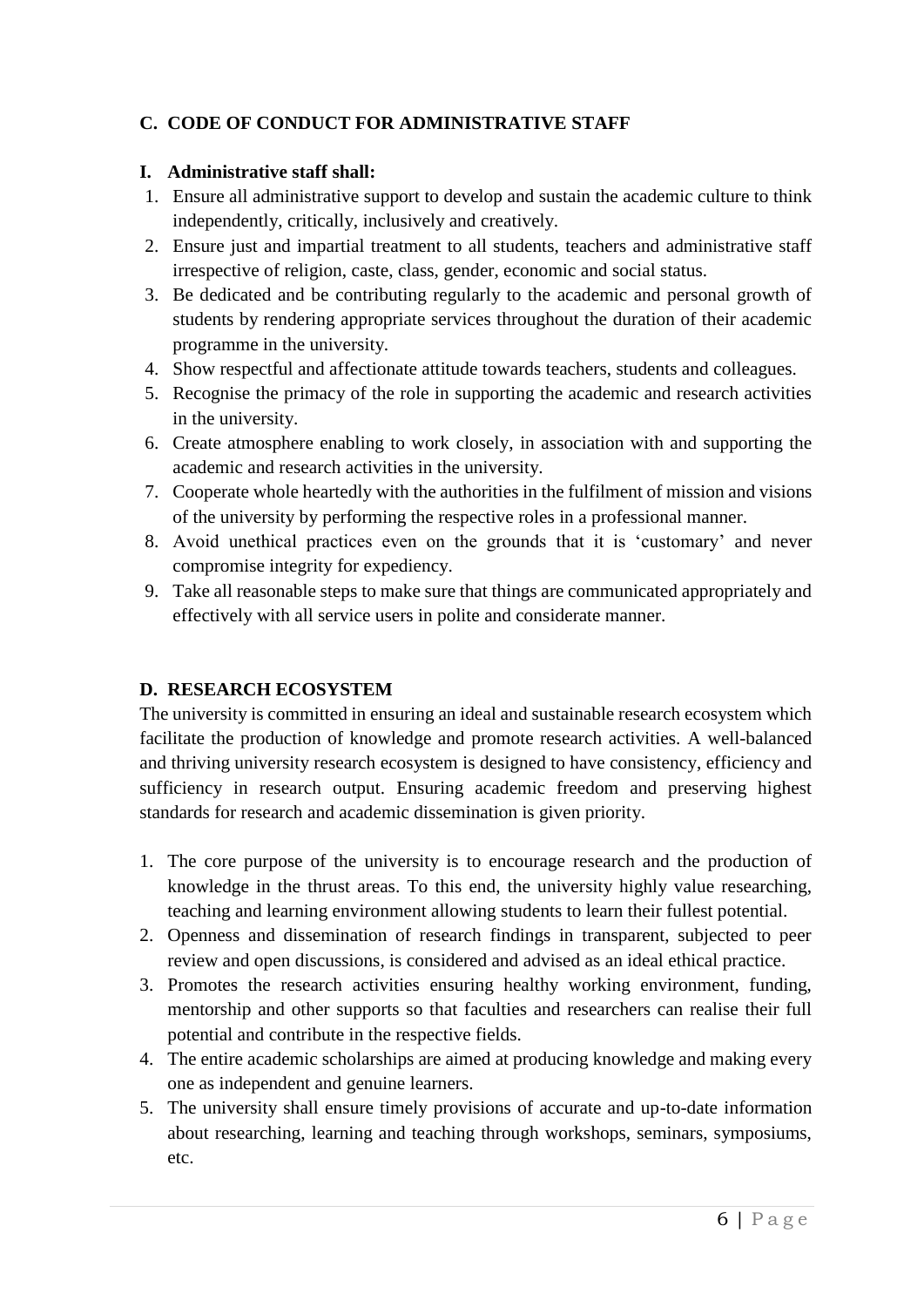## C. CODE OF CONDUCT FOR ADMINISTRATIVE STAFF

### I. Administrative staff shall:

1. Ensure all administrative support to develop and sustain the academic culture to think independently, critically, inclusively and creatively.
2. Ensure just and impartial treatment to all students, teachers and administrative staff irrespective of religion, caste, class, gender, economic and social status.
3. Be dedicated and be contributing regularly to the academic and personal growth of students by rendering appropriate services throughout the duration of their academic programme in the university.
4. Show respectful and affectionate attitude towards teachers, students and colleagues.
5. Recognise the primacy of the role in supporting the academic and research activities in the university.
6. Create atmosphere enabling to work closely, in association with and supporting the academic and research activities in the university.
7. Cooperate whole heartedly with the authorities in the fulfilment of mission and visions of the university by performing the respective roles in a professional manner.
8. Avoid unethical practices even on the grounds that it is 'customary' and never compromise integrity for expediency.
9. Take all reasonable steps to make sure that things are communicated appropriately and effectively with all service users in polite and considerate manner.

## D. RESEARCH ECOSYSTEM

The university is committed in ensuring an ideal and sustainable research ecosystem which facilitate the production of knowledge and promote research activities. A well-balanced and thriving university research ecosystem is designed to have consistency, efficiency and sufficiency in research output. Ensuring academic freedom and preserving highest standards for research and academic dissemination is given priority.

1. The core purpose of the university is to encourage research and the production of knowledge in the thrust areas. To this end, the university highly value researching, teaching and learning environment allowing students to learn their fullest potential.
2. Openness and dissemination of research findings in transparent, subjected to peer review and open discussions, is considered and advised as an ideal ethical practice.
3. Promotes the research activities ensuring healthy working environment, funding, mentorship and other supports so that faculties and researchers can realise their full potential and contribute in the respective fields.
4. The entire academic scholarships are aimed at producing knowledge and making every one as independent and genuine learners.
5. The university shall ensure timely provisions of accurate and up-to-date information about researching, learning and teaching through workshops, seminars, symposiums, etc.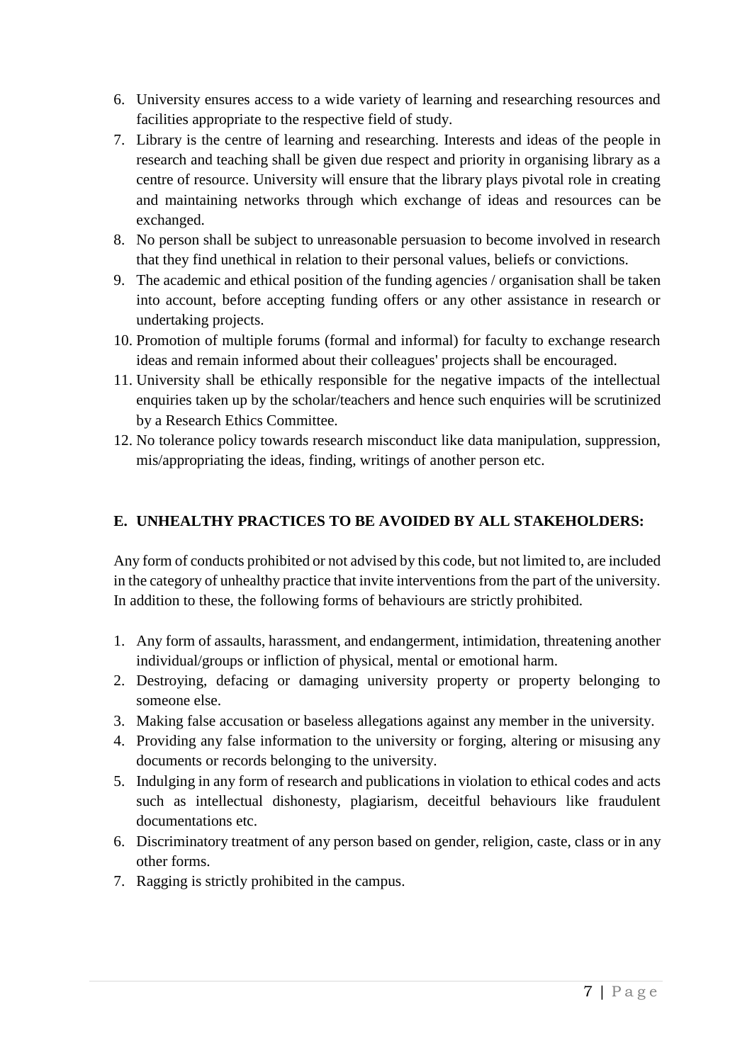6. University ensures access to a wide variety of learning and researching resources and facilities appropriate to the respective field of study.
7. Library is the centre of learning and researching. Interests and ideas of the people in research and teaching shall be given due respect and priority in organising library as a centre of resource. University will ensure that the library plays pivotal role in creating and maintaining networks through which exchange of ideas and resources can be exchanged.
8. No person shall be subject to unreasonable persuasion to become involved in research that they find unethical in relation to their personal values, beliefs or convictions.
9. The academic and ethical position of the funding agencies / organisation shall be taken into account, before accepting funding offers or any other assistance in research or undertaking projects.
10. Promotion of multiple forums (formal and informal) for faculty to exchange research ideas and remain informed about their colleagues' projects shall be encouraged.
11. University shall be ethically responsible for the negative impacts of the intellectual enquiries taken up by the scholar/teachers and hence such enquiries will be scrutinized by a Research Ethics Committee.
12. No tolerance policy towards research misconduct like data manipulation, suppression, mis/appropriating the ideas, finding, writings of another person etc.

## E. UNHEALTHY PRACTICES TO BE AVOIDED BY ALL STAKEHOLDERS:

Any form of conducts prohibited or not advised by this code, but not limited to, are included in the category of unhealthy practice that invite interventions from the part of the university. In addition to these, the following forms of behaviours are strictly prohibited.

1. Any form of assaults, harassment, and endangerment, intimidation, threatening another individual/groups or infliction of physical, mental or emotional harm.
2. Destroying, defacing or damaging university property or property belonging to someone else.
3. Making false accusation or baseless allegations against any member in the university.
4. Providing any false information to the university or forging, altering or misusing any documents or records belonging to the university.
5. Indulging in any form of research and publications in violation to ethical codes and acts such as intellectual dishonesty, plagiarism, deceitful behaviours like fraudulent documentations etc.
6. Discriminatory treatment of any person based on gender, religion, caste, class or in any other forms.
7. Ragging is strictly prohibited in the campus.